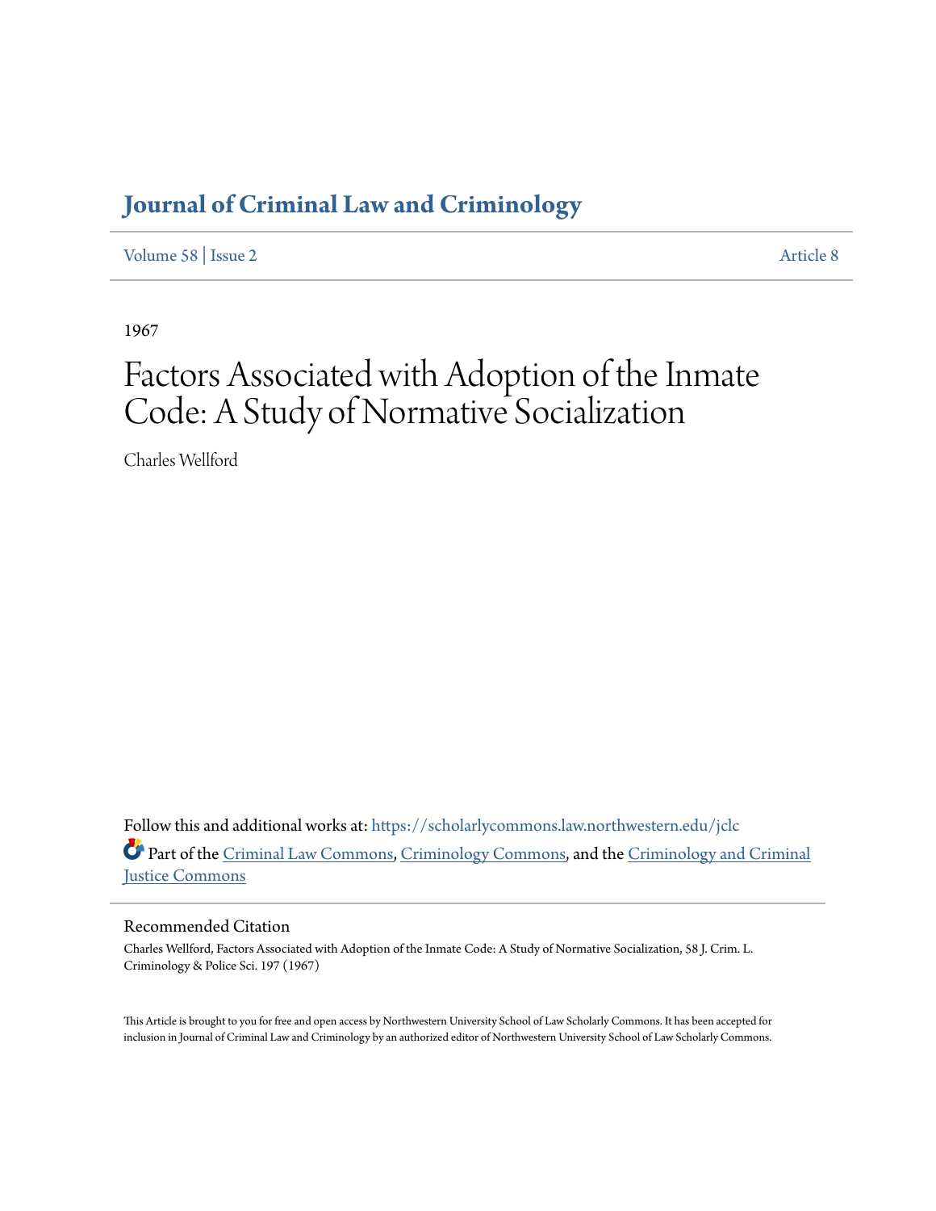# Journal of Criminal Law and Criminology

Volume 58 | Issue 2 Article 8

1967

# Factors Associated with Adoption of the Inmate Code: A Study of Normative Socialization

Charles Wellford

Follow this and additional works at: https://scholarlycommons.law.northwestern.edu/jclc

Part of the Criminal Law Commons, Criminology Commons, and the Criminology and Criminal Justice Commons

## Recommended Citation

Charles Wellford, Factors Associated with Adoption of the Inmate Code: A Study of Normative Socialization, 58 J. Crim. L. Criminology & Police Sci. 197 (1967)

This Article is brought to you for free and open access by Northwestern University School of Law Scholarly Commons. It has been accepted for inclusion in Journal of Criminal Law and Criminology by an authorized editor of Northwestern University School of Law Scholarly Commons.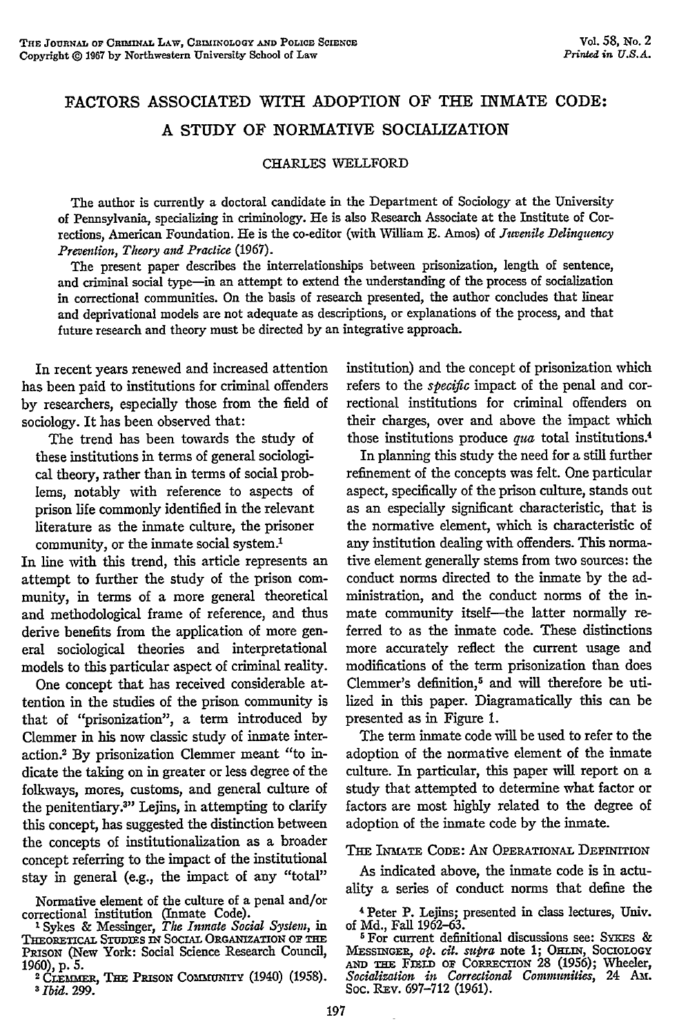# FACTORS ASSOCIATED WITH ADOPTION OF THE INMATE CODE: A STUDY OF NORMATIVE SOCIALIZATION

CHARLES WELLFORD

The author is currently a doctoral candidate in the Department of Sociology at the University of Pennsylvania, specializing in criminology. He is also Research Associate at the Institute of Corrections, American Foundation. He is the co-editor (with William E. Amos) of *Juvenile Delinquency Prevention, Theory and Practice* (1967).

The present paper describes the interrelationships between prisonization, length of sentence, and criminal social type—in an attempt to extend the understanding of the process of socialization in correctional communities. On the basis of research presented, the author concludes that linear and deprivational models are not adequate as descriptions, or explanations of the process, and that future research and theory must be directed by an integrative approach.

In recent years renewed and increased attention has been paid to institutions for criminal offenders by researchers, especially those from the field of sociology. It has been observed that:

> The trend has been towards the study of these institutions in terms of general sociological theory, rather than in terms of social problems, notably with reference to aspects of prison life commonly identified in the relevant literature as the inmate culture, the prisoner community, or the inmate social system.[1]

In line with this trend, this article represents an attempt to further the study of the prison community, in terms of a more general theoretical and methodological frame of reference, and thus derive benefits from the application of more general sociological theories and interpretational models to this particular aspect of criminal reality.

One concept that has received considerable attention in the studies of the prison community is that of "prisonization", a term introduced by Clemmer in his now classic study of inmate interaction.[2] By prisonization Clemmer meant "to indicate the taking on in greater or less degree of the folkways, mores, customs, and general culture of the penitentiary.[3]" Lejins, in attempting to clarify this concept, has suggested the distinction between the concepts of institutionalization as a broader concept referring to the impact of the institutional stay in general (e.g., the impact of any "total" institution) and the concept of prisonization which refers to the *specific* impact of the penal and correctional institutions for criminal offenders on their charges, over and above the impact which those institutions produce *qua* total institutions.[4]

In planning this study the need for a still further refinement of the concepts was felt. One particular aspect, specifically of the prison culture, stands out as an especially significant characteristic, that is the normative element, which is characteristic of any institution dealing with offenders. This normative element generally stems from two sources: the conduct norms directed to the inmate by the administration, and the conduct norms of the inmate community itself—the latter normally referred to as the inmate code. These distinctions more accurately reflect the current usage and modifications of the term prisonization than does Clemmer's definition,[5] and will therefore be utilized in this paper. Diagramatically this can be presented as in Figure 1.

The term inmate code will be used to refer to the adoption of the normative element of the inmate culture. In particular, this paper will report on a study that attempted to determine what factor or factors are most highly related to the degree of adoption of the inmate code by the inmate.

## THE INMATE CODE: AN OPERATIONAL DEFINITION

As indicated above, the inmate code is in actuality a series of conduct norms that define the

Normative element of the culture of a penal and/or correctional institution (Inmate Code).

[1] Sykes & Messinger, *The Inmate Social System*, in THEORETICAL STUDIES IN SOCIAL ORGANIZATION OF THE PRISON (New York: Social Science Research Council, 1960), p. 5.

[2] CLEMMER, THE PRISON COMMUNITY (1940) (1958).

[3] *Ibid.* 299.

[4] Peter P. Lejins; presented in class lectures, Univ. of Md., Fall 1962–63.

[5] For current definitional discussions see: SYKES & MESSINGER, *op. cit. supra* note 1; OHLIN, SOCIOLOGY AND THE FIELD OF CORRECTION 28 (1956); Wheeler, *Socialization in Correctional Communities*, 24 AM. SOC. REV. 697–712 (1961).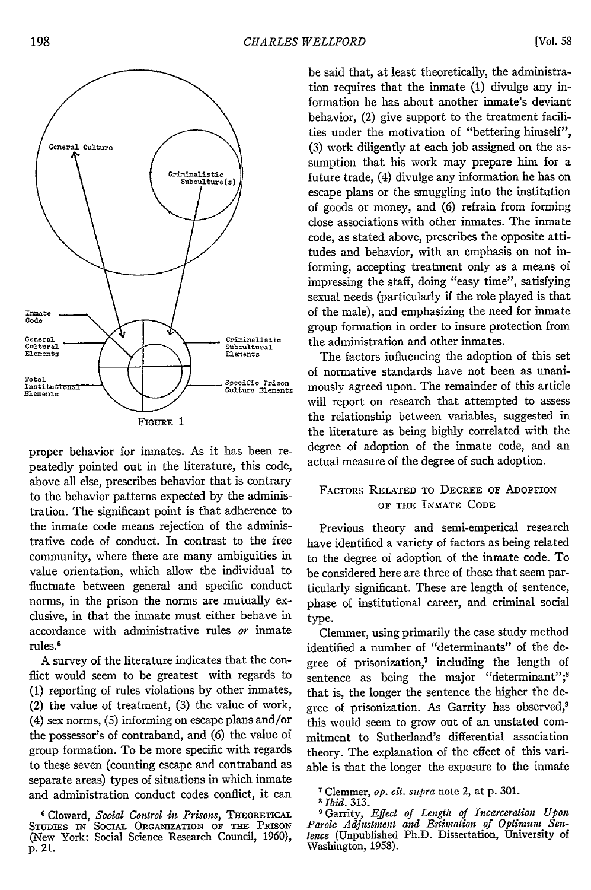General Culture

Criminalistic Subculture(s)

Inmate Code

General Cultural Elements

Total Institutional Elements

Criminalistic Subcultural Elements

Specific Prison Culture Elements

FIGURE 1

proper behavior for inmates. As it has been repeatedly pointed out in the literature, this code, above all else, prescribes behavior that is contrary to the behavior patterns expected by the administration. The significant point is that adherence to the inmate code means rejection of the administrative code of conduct. In contrast to the free community, where there are many ambiguities in value orientation, which allow the individual to fluctuate between general and specific conduct norms, in the prison the norms are mutually exclusive, in that the inmate must either behave in accordance with administrative rules *or* inmate rules.[6]

A survey of the literature indicates that the conflict would seem to be greatest with regards to (1) reporting of rules violations by other inmates, (2) the value of treatment, (3) the value of work, (4) sex norms, (5) informing on escape plans and/or the possessor's of contraband, and (6) the value of group formation. To be more specific with regards to these seven (counting escape and contraband as separate areas) types of situations in which inmate and administration conduct codes conflict, it can be said that, at least theoretically, the administration requires that the inmate (1) divulge any information he has about another inmate's deviant behavior, (2) give support to the treatment facilities under the motivation of "bettering himself", (3) work diligently at each job assigned on the assumption that his work may prepare him for a future trade, (4) divulge any information he has on escape plans or the smuggling into the institution of goods or money, and (6) refrain from forming close associations with other inmates. The inmate code, as stated above, prescribes the opposite attitudes and behavior, with an emphasis on not informing, accepting treatment only as a means of impressing the staff, doing "easy time", satisfying sexual needs (particularly if the role played is that of the male), and emphasizing the need for inmate group formation in order to insure protection from the administration and other inmates.

The factors influencing the adoption of this set of normative standards have not been as unanimously agreed upon. The remainder of this article will report on research that attempted to assess the relationship between variables, suggested in the literature as being highly correlated with the degree of adoption of the inmate code, and an actual measure of the degree of such adoption.

## FACTORS RELATED TO DEGREE OF ADOPTION OF THE INMATE CODE

Previous theory and semi-emperical research have identified a variety of factors as being related to the degree of adoption of the inmate code. To be considered here are three of these that seem particularly significant. These are length of sentence, phase of institutional career, and criminal social type.

Clemmer, using primarily the case study method identified a number of "determinants" of the degree of prisonization,[7] including the length of sentence as being the major "determinant";[8] that is, the longer the sentence the higher the degree of prisonization. As Garrity has observed,[9] this would seem to grow out of an unstated commitment to Sutherland's differential association theory. The explanation of the effect of this variable is that the longer the exposure to the inmate

[6] Cloward, *Social Control in Prisons*, THEORETICAL STUDIES IN SOCIAL ORGANIZATION OF THE PRISON (New York: Social Science Research Council, 1960), p. 21.

[7] Clemmer, *op. cit. supra* note 2, at p. 301.

[8] *Ibid.* 313.

[9] Garrity, *Effect of Length of Incarceration Upon Parole Adjustment and Estimation of Optimum Sentence* (Unpublished Ph.D. Dissertation, University of Washington, 1958).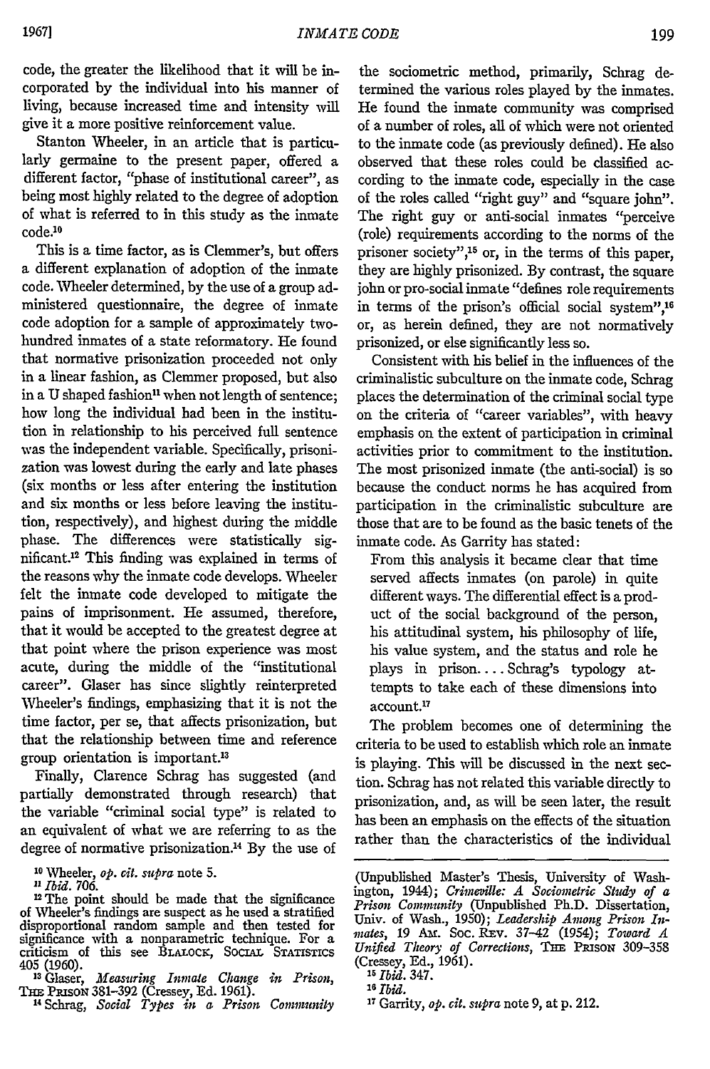code, the greater the likelihood that it will be incorporated by the individual into his manner of living, because increased time and intensity will give it a more positive reinforcement value.

Stanton Wheeler, in an article that is particularly germaine to the present paper, offered a different factor, "phase of institutional career", as being most highly related to the degree of adoption of what is referred to in this study as the inmate code.[10]

This is a time factor, as is Clemmer's, but offers a different explanation of adoption of the inmate code. Wheeler determined, by the use of a group administered questionnaire, the degree of inmate code adoption for a sample of approximately two-hundred inmates of a state reformatory. He found that normative prisonization proceeded not only in a linear fashion, as Clemmer proposed, but also in a U shaped fashion[11] when not length of sentence; how long the individual had been in the institution in relationship to his perceived full sentence was the independent variable. Specifically, prisonization was lowest during the early and late phases (six months or less after entering the institution and six months or less before leaving the institution, respectively), and highest during the middle phase. The differences were statistically significant.[12] This finding was explained in terms of the reasons why the inmate code develops. Wheeler felt the inmate code developed to mitigate the pains of imprisonment. He assumed, therefore, that it would be accepted to the greatest degree at that point where the prison experience was most acute, during the middle of the "institutional career". Glaser has since slightly reinterpreted Wheeler's findings, emphasizing that it is not the time factor, per se, that affects prisonization, but that the relationship between time and reference group orientation is important.[13]

Finally, Clarence Schrag has suggested (and partially demonstrated through research) that the variable "criminal social type" is related to an equivalent of what we are referring to as the degree of normative prisonization.[14] By the use of the sociometric method, primarily, Schrag determined the various roles played by the inmates. He found the inmate community was comprised of a number of roles, all of which were not oriented to the inmate code (as previously defined). He also observed that these roles could be classified according to the inmate code, especially in the case of the roles called "right guy" and "square john". The right guy or anti-social inmates "perceive (role) requirements according to the norms of the prisoner society",[15] or, in the terms of this paper, they are highly prisonized. By contrast, the square john or pro-social inmate "defines role requirements in terms of the prison's official social system",[16] or, as herein defined, they are not normatively prisonized, or else significantly less so.

Consistent with his belief in the influences of the criminalistic subculture on the inmate code, Schrag places the determination of the criminal social type on the criteria of "career variables", with heavy emphasis on the extent of participation in criminal activities prior to commitment to the institution. The most prisonized inmate (the anti-social) is so because the conduct norms he has acquired from participation in the criminalistic subculture are those that are to be found as the basic tenets of the inmate code. As Garrity has stated:

> From this analysis it became clear that time served affects inmates (on parole) in quite different ways. The differential effect is a product of the social background of the person, his attitudinal system, his philosophy of life, his value system, and the status and role he plays in prison.... Schrag's typology attempts to take each of these dimensions into account.[17]

The problem becomes one of determining the criteria to be used to establish which role an inmate is playing. This will be discussed in the next section. Schrag has not related this variable directly to prisonization, and, as will be seen later, the result has been an emphasis on the effects of the situation rather than the characteristics of the individual

---

[10] Wheeler, *op. cit. supra* note 5.

[11] *Ibid.* 706.

[12] The point should be made that the significance of Wheeler's findings are suspect as he used a stratified disproportional random sample and then tested for significance with a nonparametric technique. For a criticism of this see BLALOCK, SOCIAL STATISTICS 405 (1960).

[13] Glaser, *Measuring Inmate Change in Prison*, THE PRISON 381–392 (Cressey, Ed. 1961).

[14] Schrag, *Social Types in a Prison Community* (Unpublished Master's Thesis, University of Washington, 1944); *Crimeville: A Sociometric Study of a Prison Community* (Unpublished Ph.D. Dissertation, Univ. of Wash., 1950); *Leadership Among Prison Inmates*, 19 AM. SOC. REV. 37–42 (1954); *Toward A Unified Theory of Corrections*, THE PRISON 309–358 (Cressey, Ed., 1961).

[15] *Ibid.* 347.

[16] *Ibid.*

[17] Garrity, *op. cit. supra* note 9, at p. 212.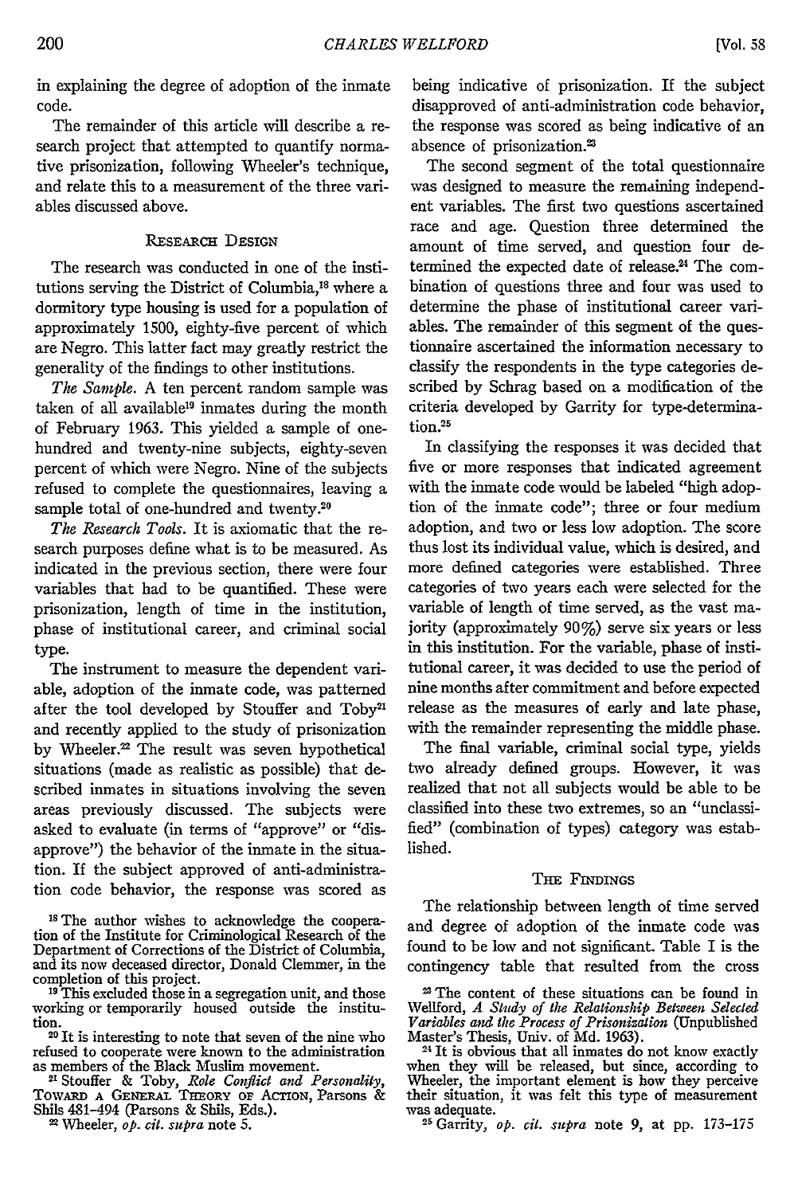in explaining the degree of adoption of the inmate code.

The remainder of this article will describe a research project that attempted to quantify normative prisonization, following Wheeler's technique, and relate this to a measurement of the three variables discussed above.

## Research Design

The research was conducted in one of the institutions serving the District of Columbia,[18] where a dormitory type housing is used for a population of approximately 1500, eighty-five percent of which are Negro. This latter fact may greatly restrict the generality of the findings to other institutions.

*The Sample.* A ten percent random sample was taken of all available[19] inmates during the month of February 1963. This yielded a sample of one-hundred and twenty-nine subjects, eighty-seven percent of which were Negro. Nine of the subjects refused to complete the questionnaires, leaving a sample total of one-hundred and twenty.[20]

*The Research Tools.* It is axiomatic that the research purposes define what is to be measured. As indicated in the previous section, there were four variables that had to be quantified. These were prisonization, length of time in the institution, phase of institutional career, and criminal social type.

The instrument to measure the dependent variable, adoption of the inmate code, was patterned after the tool developed by Stouffer and Toby[21] and recently applied to the study of prisonization by Wheeler.[22] The result was seven hypothetical situations (made as realistic as possible) that described inmates in situations involving the seven areas previously discussed. The subjects were asked to evaluate (in terms of "approve" or "disapprove") the behavior of the inmate in the situation. If the subject approved of anti-administration code behavior, the response was scored as being indicative of prisonization. If the subject disapproved of anti-administration code behavior, the response was scored as being indicative of an absence of prisonization.[23]

The second segment of the total questionnaire was designed to measure the remaining independent variables. The first two questions ascertained race and age. Question three determined the amount of time served, and question four determined the expected date of release.[24] The combination of questions three and four was used to determine the phase of institutional career variables. The remainder of this segment of the questionnaire ascertained the information necessary to classify the respondents in the type categories described by Schrag based on a modification of the criteria developed by Garrity for type-determination.[25]

In classifying the responses it was decided that five or more responses that indicated agreement with the inmate code would be labeled "high adoption of the inmate code"; three or four medium adoption, and two or less low adoption. The score thus lost its individual value, which is desired, and more defined categories were established. Three categories of two years each were selected for the variable of length of time served, as the vast majority (approximately 90%) serve six years or less in this institution. For the variable, phase of institutional career, it was decided to use the period of nine months after commitment and before expected release as the measures of early and late phase, with the remainder representing the middle phase.

The final variable, criminal social type, yields two already defined groups. However, it was realized that not all subjects would be able to be classified into these two extremes, so an "unclassified" (combination of types) category was established.

## The Findings

The relationship between length of time served and degree of adoption of the inmate code was found to be low and not significant. Table I is the contingency table that resulted from the cross

---

[18] The author wishes to acknowledge the cooperation of the Institute for Criminological Research of the Department of Corrections of the District of Columbia, and its now deceased director, Donald Clemmer, in the completion of this project.

[19] This excluded those in a segregation unit, and those working or temporarily housed outside the institution.

[20] It is interesting to note that seven of the nine who refused to cooperate were known to the administration as members of the Black Muslim movement.

[21] Stouffer & Toby, *Role Conflict and Personality*, Toward a General Theory of Action, Parsons & Shils 481–494 (Parsons & Shils, Eds.).

[22] Wheeler, *op. cit. supra* note 5.

[23] The content of these situations can be found in Wellford, *A Study of the Relationship Between Selected Variables and the Process of Prisonization* (Unpublished Master's Thesis, Univ. of Md. 1963).

[24] It is obvious that all inmates do not know exactly when they will be released, but since, according to Wheeler, the important element is how they perceive their situation, it was felt this type of measurement was adequate.

[25] Garrity, *op. cit. supra* note 9, at pp. 173–175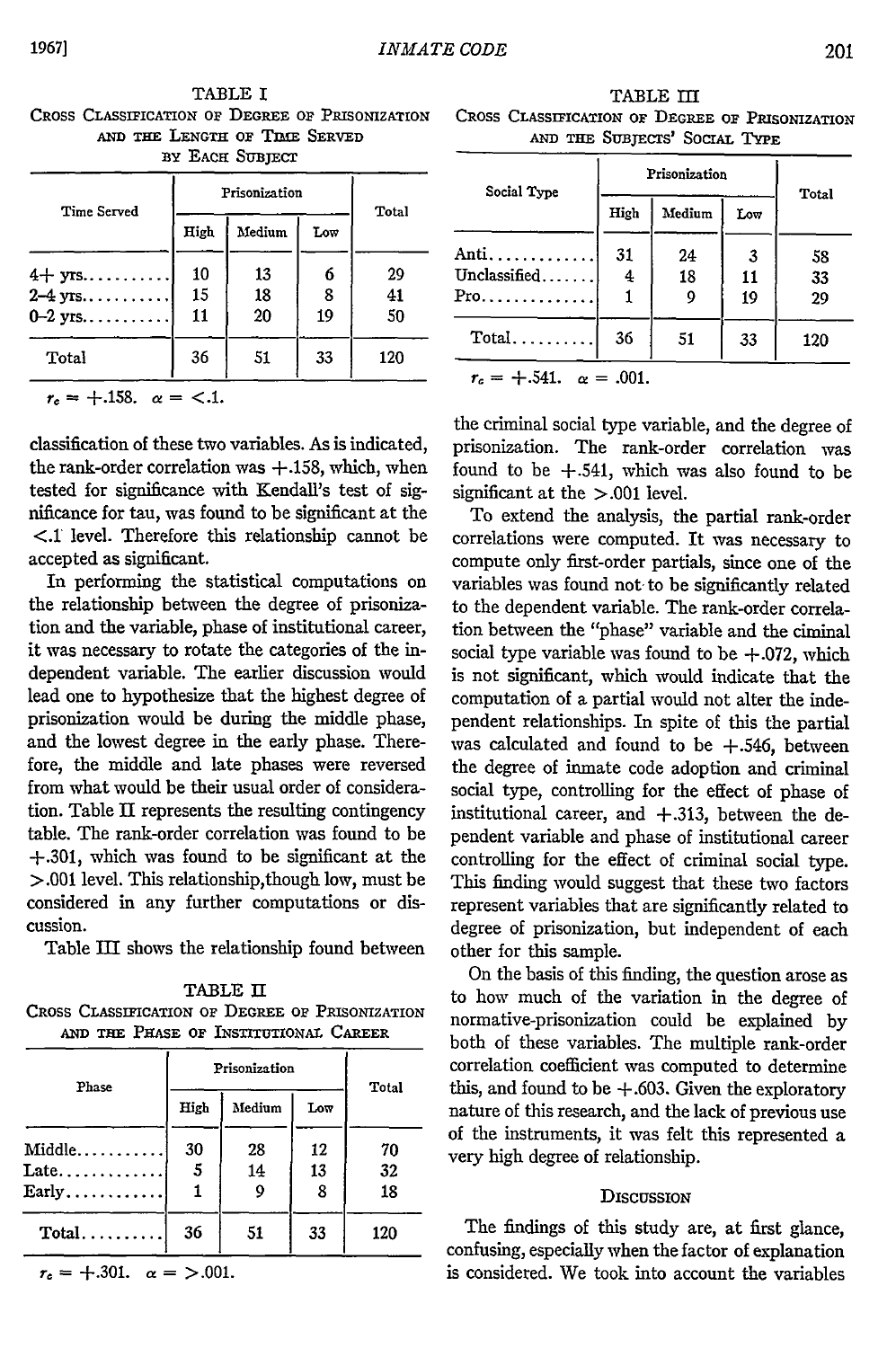TABLE I
CROSS CLASSIFICATION OF DEGREE OF PRISONIZATION AND THE LENGTH OF TIME SERVED BY EACH SUBJECT

| Time Served | Prisonization | | | Total |
|---|---|---|---|---|
| | High | Medium | Low | |
| 4+ yrs. | 10 | 13 | 6 | 29 |
| 2–4 yrs. | 15 | 18 | 8 | 41 |
| 0–2 yrs. | 11 | 20 | 19 | 50 |
| Total | 36 | 51 | 33 | 120 |

$r_c = +.158.\quad \alpha = <.1.$

classification of these two variables. As is indicated, the rank-order correlation was +.158, which, when tested for significance with Kendall's test of significance for tau, was found to be significant at the <.1 level. Therefore this relationship cannot be accepted as significant.

In performing the statistical computations on the relationship between the degree of prisonization and the variable, phase of institutional career, it was necessary to rotate the categories of the independent variable. The earlier discussion would lead one to hypothesize that the highest degree of prisonization would be during the middle phase, and the lowest degree in the early phase. Therefore, the middle and late phases were reversed from what would be their usual order of consideration. Table II represents the resulting contingency table. The rank-order correlation was found to be +.301, which was found to be significant at the >.001 level. This relationship,though low, must be considered in any further computations or discussion.

Table III shows the relationship found between

TABLE II
CROSS CLASSIFICATION OF DEGREE OF PRISONIZATION AND THE PHASE OF INSTITUTIONAL CAREER

| Phase | Prisonization | | | Total |
|---|---|---|---|---|
| | High | Medium | Low | |
| Middle | 30 | 28 | 12 | 70 |
| Late | 5 | 14 | 13 | 32 |
| Early | 1 | 9 | 8 | 18 |
| Total | 36 | 51 | 33 | 120 |

$r_c = +.301.\quad \alpha = >.001.$

TABLE III
CROSS CLASSIFICATION OF DEGREE OF PRISONIZATION AND THE SUBJECTS' SOCIAL TYPE

| Social Type | Prisonization | | | Total |
|---|---|---|---|---|
| | High | Medium | Low | |
| Anti | 31 | 24 | 3 | 58 |
| Unclassified | 4 | 18 | 11 | 33 |
| Pro | 1 | 9 | 19 | 29 |
| Total | 36 | 51 | 33 | 120 |

$r_c = +.541.\quad \alpha = .001.$

the criminal social type variable, and the degree of prisonization. The rank-order correlation was found to be +.541, which was also found to be significant at the >.001 level.

To extend the analysis, the partial rank-order correlations were computed. It was necessary to compute only first-order partials, since one of the variables was found not to be significantly related to the dependent variable. The rank-order correlation between the "phase" variable and the ciminal social type variable was found to be +.072, which is not significant, which would indicate that the computation of a partial would not alter the independent relationships. In spite of this the partial was calculated and found to be +.546, between the degree of inmate code adoption and criminal social type, controlling for the effect of phase of institutional career, and +.313, between the dependent variable and phase of institutional career controlling for the effect of criminal social type. This finding would suggest that these two factors represent variables that are significantly related to degree of prisonization, but independent of each other for this sample.

On the basis of this finding, the question arose as to how much of the variation in the degree of normative-prisonization could be explained by both of these variables. The multiple rank-order correlation coefficient was computed to determine this, and found to be +.603. Given the exploratory nature of this research, and the lack of previous use of the instruments, it was felt this represented a very high degree of relationship.

## DISCUSSION

The findings of this study are, at first glance, confusing, especially when the factor of explanation is considered. We took into account the variables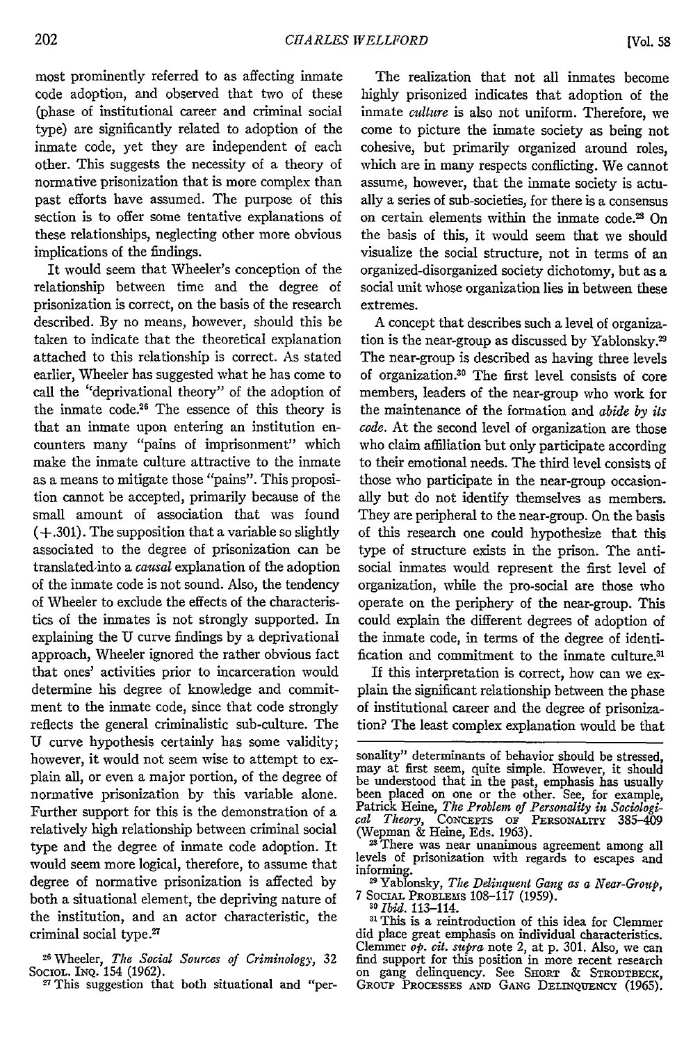most prominently referred to as affecting inmate code adoption, and observed that two of these (phase of institutional career and criminal social type) are significantly related to adoption of the inmate code, yet they are independent of each other. This suggests the necessity of a theory of normative prisonization that is more complex than past efforts have assumed. The purpose of this section is to offer some tentative explanations of these relationships, neglecting other more obvious implications of the findings.

It would seem that Wheeler's conception of the relationship between time and the degree of prisonization is correct, on the basis of the research described. By no means, however, should this be taken to indicate that the theoretical explanation attached to this relationship is correct. As stated earlier, Wheeler has suggested what he has come to call the "deprivational theory" of the adoption of the inmate code.[26] The essence of this theory is that an inmate upon entering an institution encounters many "pains of imprisonment" which make the inmate culture attractive to the inmate as a means to mitigate those "pains". This proposition cannot be accepted, primarily because of the small amount of association that was found (+.301). The supposition that a variable so slightly associated to the degree of prisonization can be translated into a *causal* explanation of the adoption of the inmate code is not sound. Also, the tendency of Wheeler to exclude the effects of the characteristics of the inmates is not strongly supported. In explaining the U curve findings by a deprivational approach, Wheeler ignored the rather obvious fact that ones' activities prior to incarceration would determine his degree of knowledge and commitment to the inmate code, since that code strongly reflects the general criminalistic sub-culture. The U curve hypothesis certainly has some validity; however, it would not seem wise to attempt to explain all, or even a major portion, of the degree of normative prisonization by this variable alone. Further support for this is the demonstration of a relatively high relationship between criminal social type and the degree of inmate code adoption. It would seem more logical, therefore, to assume that degree of normative prisonization is affected by both a situational element, the depriving nature of the institution, and an actor characteristic, the criminal social type.[27]

The realization that not all inmates become highly prisonized indicates that adoption of the inmate *culture* is also not uniform. Therefore, we come to picture the inmate society as being not cohesive, but primarily organized around roles, which are in many respects conflicting. We cannot assume, however, that the inmate society is actually a series of sub-societies, for there is a consensus on certain elements within the inmate code.[28] On the basis of this, it would seem that we should visualize the social structure, not in terms of an organized-disorganized society dichotomy, but as a social unit whose organization lies in between these extremes.

A concept that describes such a level of organization is the near-group as discussed by Yablonsky.[29] The near-group is described as having three levels of organization.[30] The first level consists of core members, leaders of the near-group who work for the maintenance of the formation and *abide by its code*. At the second level of organization are those who claim affiliation but only participate according to their emotional needs. The third level consists of those who participate in the near-group occasionally but do not identify themselves as members. They are peripheral to the near-group. On the basis of this research one could hypothesize that this type of structure exists in the prison. The anti-social inmates would represent the first level of organization, while the pro-social are those who operate on the periphery of the near-group. This could explain the different degrees of adoption of the inmate code, in terms of the degree of identification and commitment to the inmate culture.[31]

If this interpretation is correct, how can we explain the significant relationship between the phase of institutional career and the degree of prisonization? The least complex explanation would be that

---

[26] Wheeler, *The Social Sources of Criminology*, 32 Sociol. Inq. 154 (1962).

[27] This suggestion that both situational and "personality" determinants of behavior should be stressed, may at first seem, quite simple. However, it should be understood that in the past, emphasis has usually been placed on one or the other. See, for example, Patrick Heine, *The Problem of Personality in Sociological Theory*, Concepts of Personality 385–409 (Wepman & Heine, Eds. 1963).

[28] There was near unanimous agreement among all levels of prisonization with regards to escapes and informing.

[29] Yablonsky, *The Delinquent Gang as a Near-Group*, 7 Social Problems 108–117 (1959).

[30] *Ibid.* 113–114.

[31] This is a reintroduction of this idea for Clemmer did place great emphasis on individual characteristics. Clemmer *op. cit. supra* note 2, at p. 301. Also, we can find support for this position in more recent research on gang delinquency. See Short & Strodtbeck, Group Processes and Gang Delinquency (1965).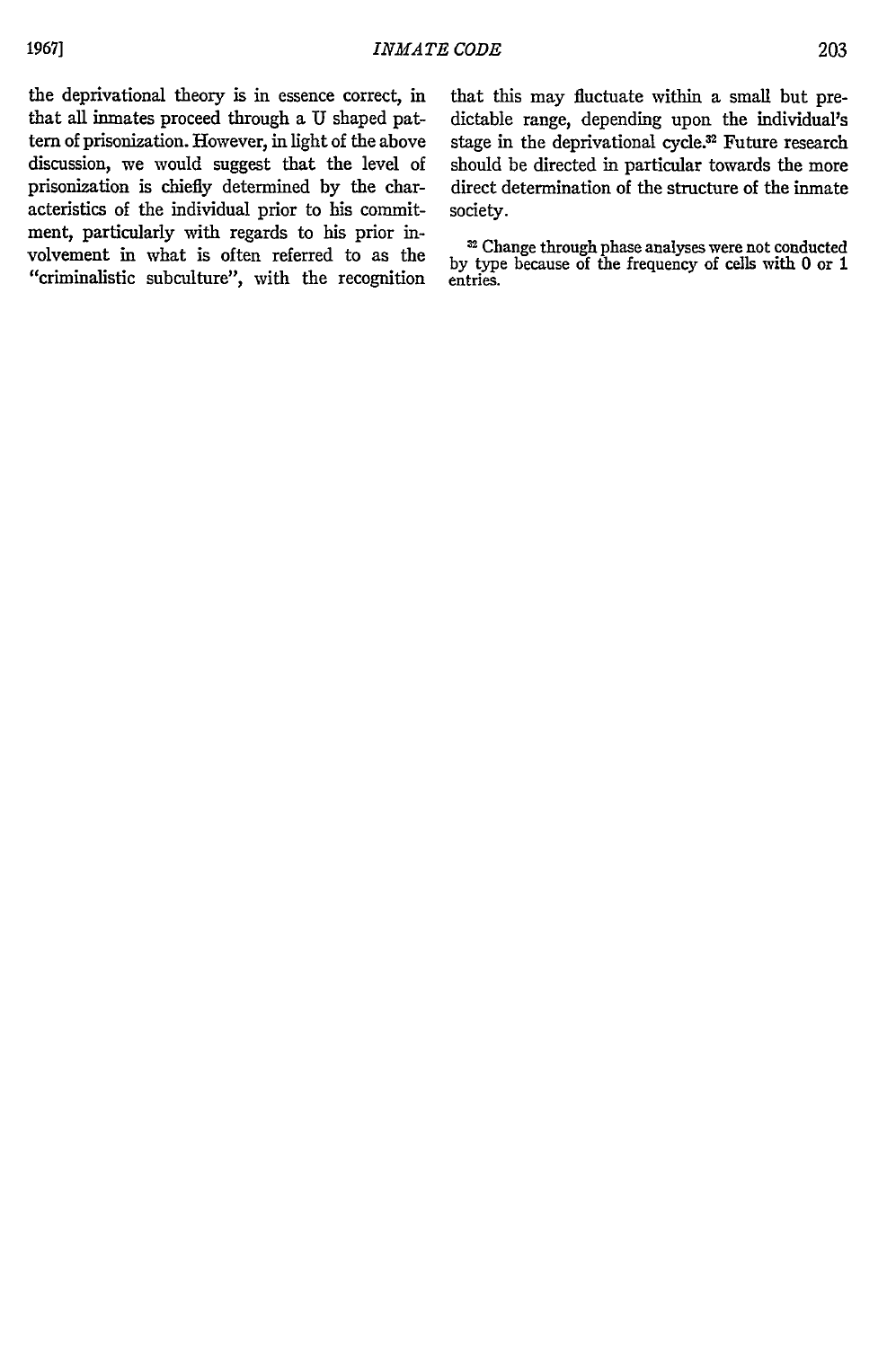the deprivational theory is in essence correct, in that all inmates proceed through a U shaped pattern of prisonization. However, in light of the above discussion, we would suggest that the level of prisonization is chiefly determined by the characteristics of the individual prior to his commitment, particularly with regards to his prior involvement in what is often referred to as the "criminalistic subculture", with the recognition that this may fluctuate within a small but predictable range, depending upon the individual's stage in the deprivational cycle.[32] Future research should be directed in particular towards the more direct determination of the structure of the inmate society.

[32] Change through phase analyses were not conducted by type because of the frequency of cells with 0 or 1 entries.